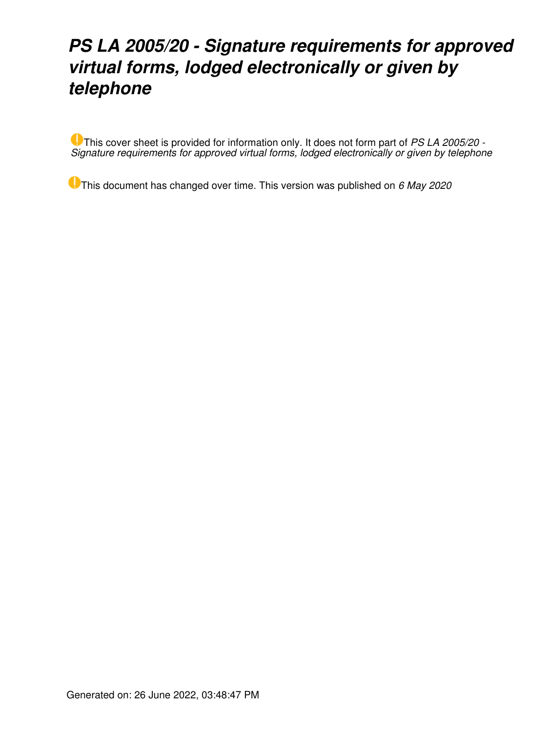# *PS LA 2005/20 - Signature requirements for approved virtual forms, lodged electronically or given by telephone*

This cover sheet is provided for information only. It does not form part of *PS LA 2005/20 - Signature requirements for approved virtual forms, lodged electronically or given by telephone*

This document has changed over time. This version was published on *6 May 2020*

Generated on: 26 June 2022, 03:48:47 PM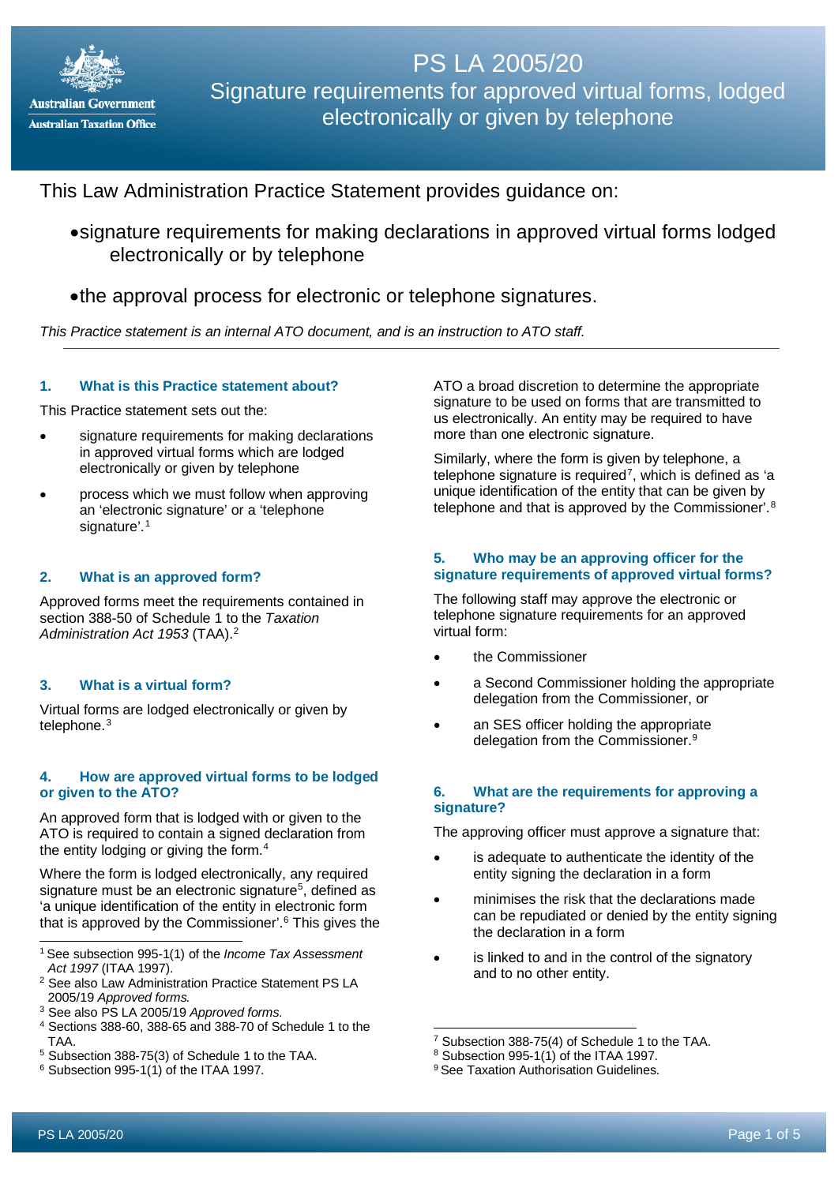# PS LA 2005/20

## Signature requirements for approved virtual forms, lodged electronically or given by telephone

This Law Administration Practice Statement provides guidance on:

- signature requirements for making declarations in approved virtual forms lodged electronically or by telephone
- the approval process for electronic or telephone signatures.

*This Practice statement is an internal ATO document, and is an instruction to ATO staff.*

---

### 1. What is this Practice statement about?

This Practice statement sets out the:

- signature requirements for making declarations in approved virtual forms which are lodged electronically or given by telephone
- process which we must follow when approving an 'electronic signature' or a 'telephone signature'.[1]

### 2. What is an approved form?

Approved forms meet the requirements contained in section 388-50 of Schedule 1 to the *Taxation Administration Act 1953* (TAA).[2]

### 3. What is a virtual form?

Virtual forms are lodged electronically or given by telephone.[3]

### 4. How are approved virtual forms to be lodged or given to the ATO?

An approved form that is lodged with or given to the ATO is required to contain a signed declaration from the entity lodging or giving the form.[4]

Where the form is lodged electronically, any required signature must be an electronic signature[5], defined as 'a unique identification of the entity in electronic form that is approved by the Commissioner'.[6] This gives the ATO a broad discretion to determine the appropriate signature to be used on forms that are transmitted to us electronically. An entity may be required to have more than one electronic signature.

Similarly, where the form is given by telephone, a telephone signature is required[7], which is defined as 'a unique identification of the entity that can be given by telephone and that is approved by the Commissioner'.[8]

### 5. Who may be an approving officer for the signature requirements of approved virtual forms?

The following staff may approve the electronic or telephone signature requirements for an approved virtual form:

- the Commissioner
- a Second Commissioner holding the appropriate delegation from the Commissioner, or
- an SES officer holding the appropriate delegation from the Commissioner.[9]

### 6. What are the requirements for approving a signature?

The approving officer must approve a signature that:

- is adequate to authenticate the identity of the entity signing the declaration in a form
- minimises the risk that the declarations made can be repudiated or denied by the entity signing the declaration in a form
- is linked to and in the control of the signatory and to no other entity.

---

[1] See subsection 995-1(1) of the *Income Tax Assessment Act 1997* (ITAA 1997).

[2] See also Law Administration Practice Statement PS LA 2005/19 *Approved forms.*

[3] See also PS LA 2005/19 *Approved forms.*

[4] Sections 388-60, 388-65 and 388-70 of Schedule 1 to the TAA.

[5] Subsection 388-75(3) of Schedule 1 to the TAA.

[6] Subsection 995-1(1) of the ITAA 1997.

[7] Subsection 388-75(4) of Schedule 1 to the TAA.

[8] Subsection 995-1(1) of the ITAA 1997.

[9] See Taxation Authorisation Guidelines.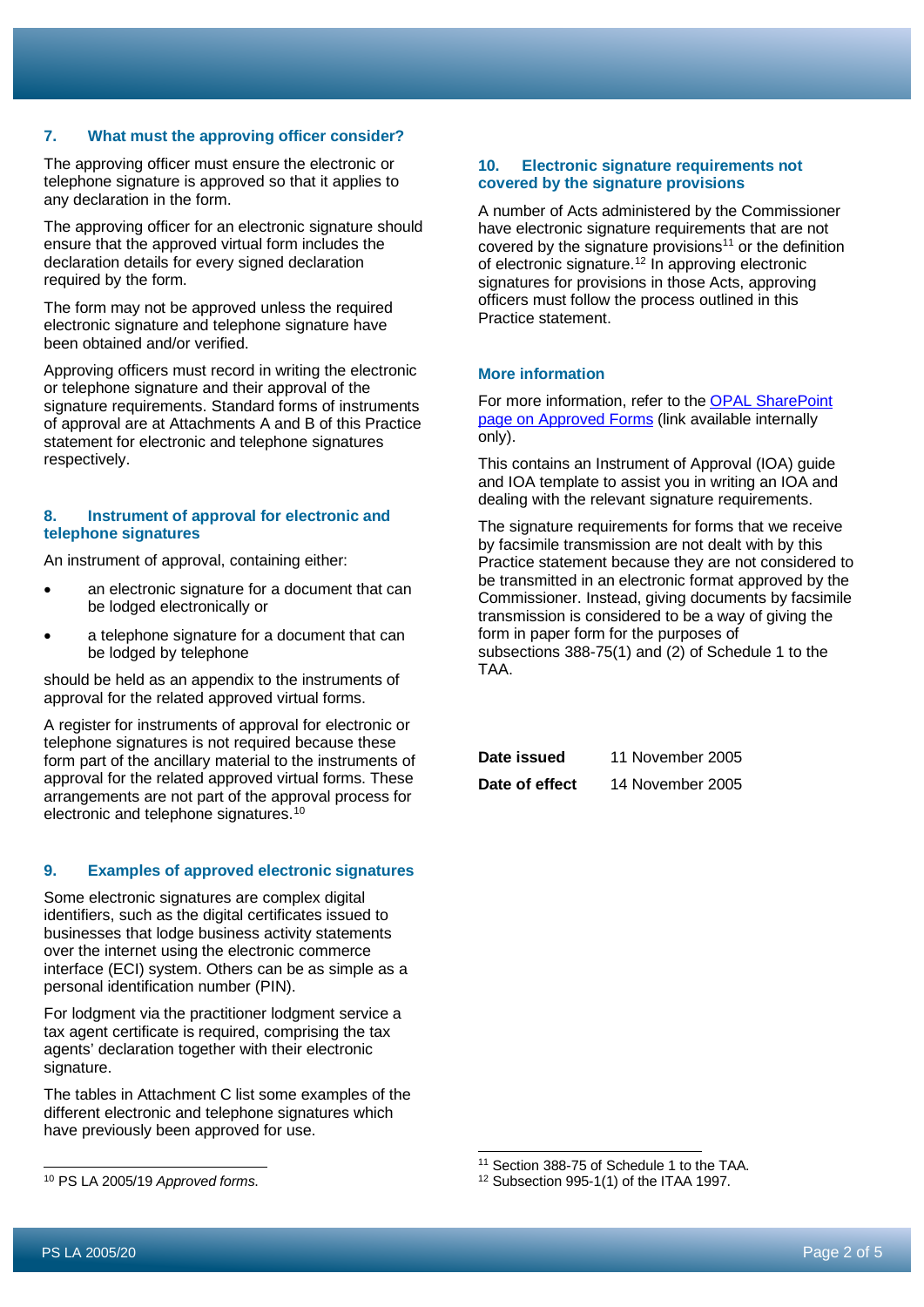## 7. What must the approving officer consider?

The approving officer must ensure the electronic or telephone signature is approved so that it applies to any declaration in the form.

The approving officer for an electronic signature should ensure that the approved virtual form includes the declaration details for every signed declaration required by the form.

The form may not be approved unless the required electronic signature and telephone signature have been obtained and/or verified.

Approving officers must record in writing the electronic or telephone signature and their approval of the signature requirements. Standard forms of instruments of approval are at Attachments A and B of this Practice statement for electronic and telephone signatures respectively.

## 8. Instrument of approval for electronic and telephone signatures

An instrument of approval, containing either:

- an electronic signature for a document that can be lodged electronically or
- a telephone signature for a document that can be lodged by telephone

should be held as an appendix to the instruments of approval for the related approved virtual forms.

A register for instruments of approval for electronic or telephone signatures is not required because these form part of the ancillary material to the instruments of approval for the related approved virtual forms. These arrangements are not part of the approval process for electronic and telephone signatures.[10]

## 9. Examples of approved electronic signatures

Some electronic signatures are complex digital identifiers, such as the digital certificates issued to businesses that lodge business activity statements over the internet using the electronic commerce interface (ECI) system. Others can be as simple as a personal identification number (PIN).

For lodgment via the practitioner lodgment service a tax agent certificate is required, comprising the tax agents' declaration together with their electronic signature.

The tables in Attachment C list some examples of the different electronic and telephone signatures which have previously been approved for use.

## 10. Electronic signature requirements not covered by the signature provisions

A number of Acts administered by the Commissioner have electronic signature requirements that are not covered by the signature provisions[11] or the definition of electronic signature.[12] In approving electronic signatures for provisions in those Acts, approving officers must follow the process outlined in this Practice statement.

## More information

For more information, refer to the OPAL SharePoint page on Approved Forms (link available internally only).

This contains an Instrument of Approval (IOA) guide and IOA template to assist you in writing an IOA and dealing with the relevant signature requirements.

The signature requirements for forms that we receive by facsimile transmission are not dealt with by this Practice statement because they are not considered to be transmitted in an electronic format approved by the Commissioner. Instead, giving documents by facsimile transmission is considered to be a way of giving the form in paper form for the purposes of subsections 388-75(1) and (2) of Schedule 1 to the TAA.

| | |
|---|---|
| **Date issued** | 11 November 2005 |
| **Date of effect** | 14 November 2005 |

---

[10] PS LA 2005/19 *Approved forms*.

[11] Section 388-75 of Schedule 1 to the TAA.

[12] Subsection 995-1(1) of the ITAA 1997.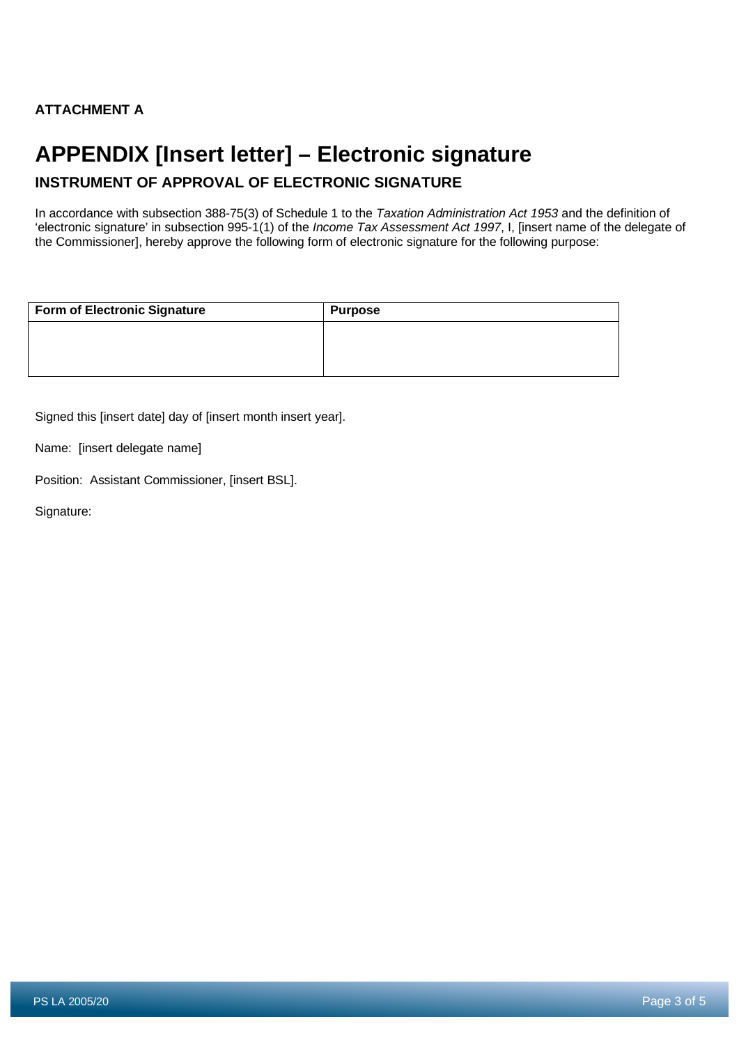**ATTACHMENT A**

# APPENDIX [Insert letter] – Electronic signature

## INSTRUMENT OF APPROVAL OF ELECTRONIC SIGNATURE

In accordance with subsection 388-75(3) of Schedule 1 to the *Taxation Administration Act 1953* and the definition of 'electronic signature' in subsection 995-1(1) of the *Income Tax Assessment Act 1997*, I, [insert name of the delegate of the Commissioner], hereby approve the following form of electronic signature for the following purpose:

| Form of Electronic Signature | Purpose |
|---|---|
| | |

Signed this [insert date] day of [insert month insert year].

Name: [insert delegate name]

Position: Assistant Commissioner, [insert BSL].

Signature: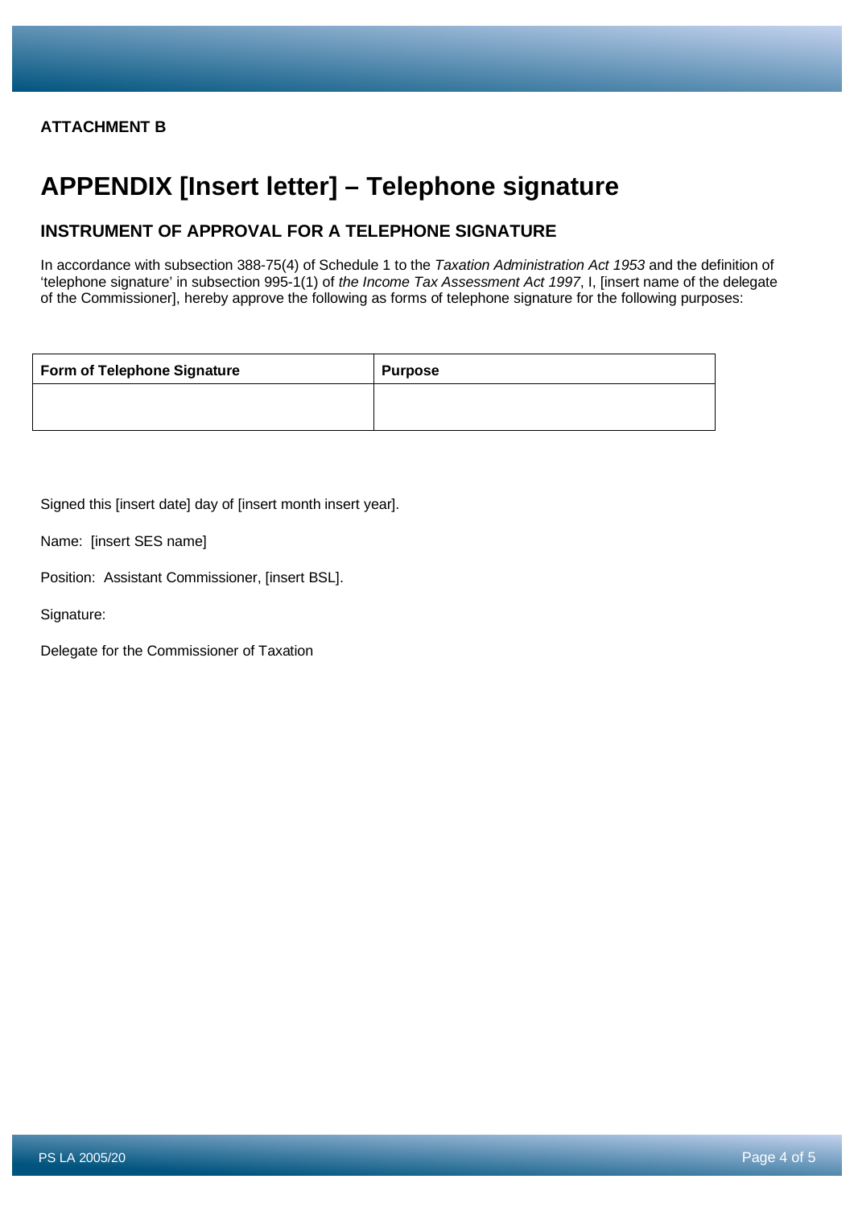**ATTACHMENT B**

# APPENDIX [Insert letter] – Telephone signature

## INSTRUMENT OF APPROVAL FOR A TELEPHONE SIGNATURE

In accordance with subsection 388-75(4) of Schedule 1 to the *Taxation Administration Act 1953* and the definition of 'telephone signature' in subsection 995-1(1) of *the Income Tax Assessment Act 1997*, I, [insert name of the delegate of the Commissioner], hereby approve the following as forms of telephone signature for the following purposes:

| Form of Telephone Signature | Purpose |
|---|---|
| | |

Signed this [insert date] day of [insert month insert year].

Name: [insert SES name]

Position: Assistant Commissioner, [insert BSL].

Signature:

Delegate for the Commissioner of Taxation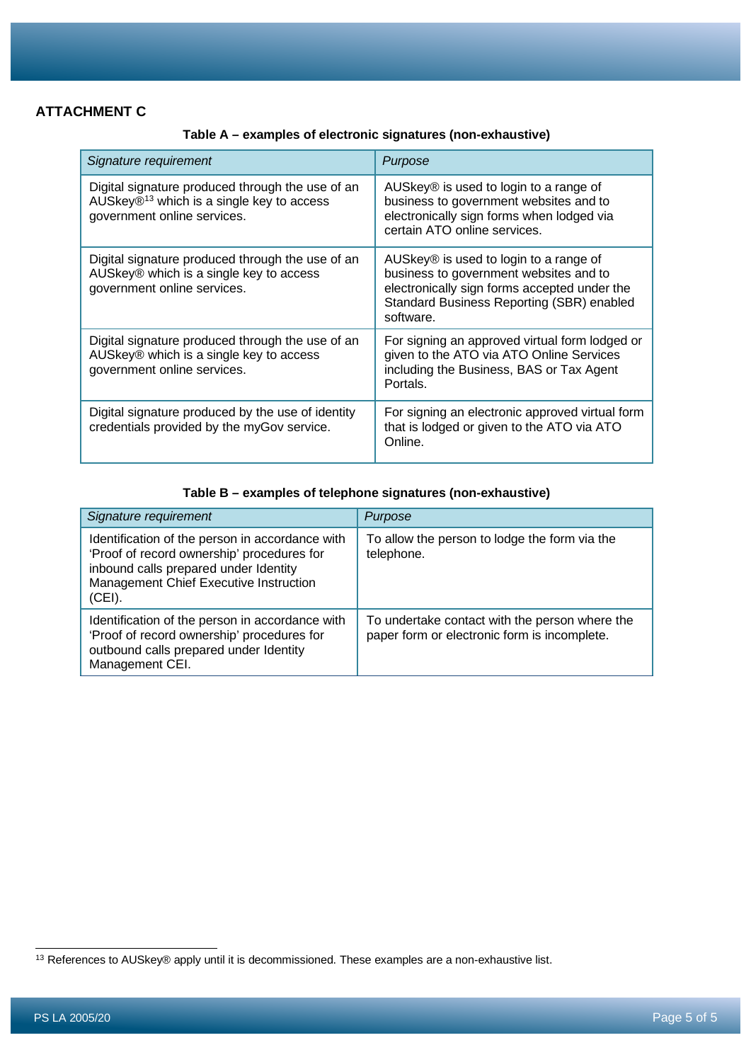## ATTACHMENT C

**Table A – examples of electronic signatures (non-exhaustive)**

| *Signature requirement* | *Purpose* |
|---|---|
| Digital signature produced through the use of an AUSkey®[13] which is a single key to access government online services. | AUSkey® is used to login to a range of business to government websites and to electronically sign forms when lodged via certain ATO online services. |
| Digital signature produced through the use of an AUSkey® which is a single key to access government online services. | AUSkey® is used to login to a range of business to government websites and to electronically sign forms accepted under the Standard Business Reporting (SBR) enabled software. |
| Digital signature produced through the use of an AUSkey® which is a single key to access government online services. | For signing an approved virtual form lodged or given to the ATO via ATO Online Services including the Business, BAS or Tax Agent Portals. |
| Digital signature produced by the use of identity credentials provided by the myGov service. | For signing an electronic approved virtual form that is lodged or given to the ATO via ATO Online. |

**Table B – examples of telephone signatures (non-exhaustive)**

| *Signature requirement* | *Purpose* |
|---|---|
| Identification of the person in accordance with 'Proof of record ownership' procedures for inbound calls prepared under Identity Management Chief Executive Instruction (CEI). | To allow the person to lodge the form via the telephone. |
| Identification of the person in accordance with 'Proof of record ownership' procedures for outbound calls prepared under Identity Management CEI. | To undertake contact with the person where the paper form or electronic form is incomplete. |

[13] References to AUSkey® apply until it is decommissioned. These examples are a non-exhaustive list.